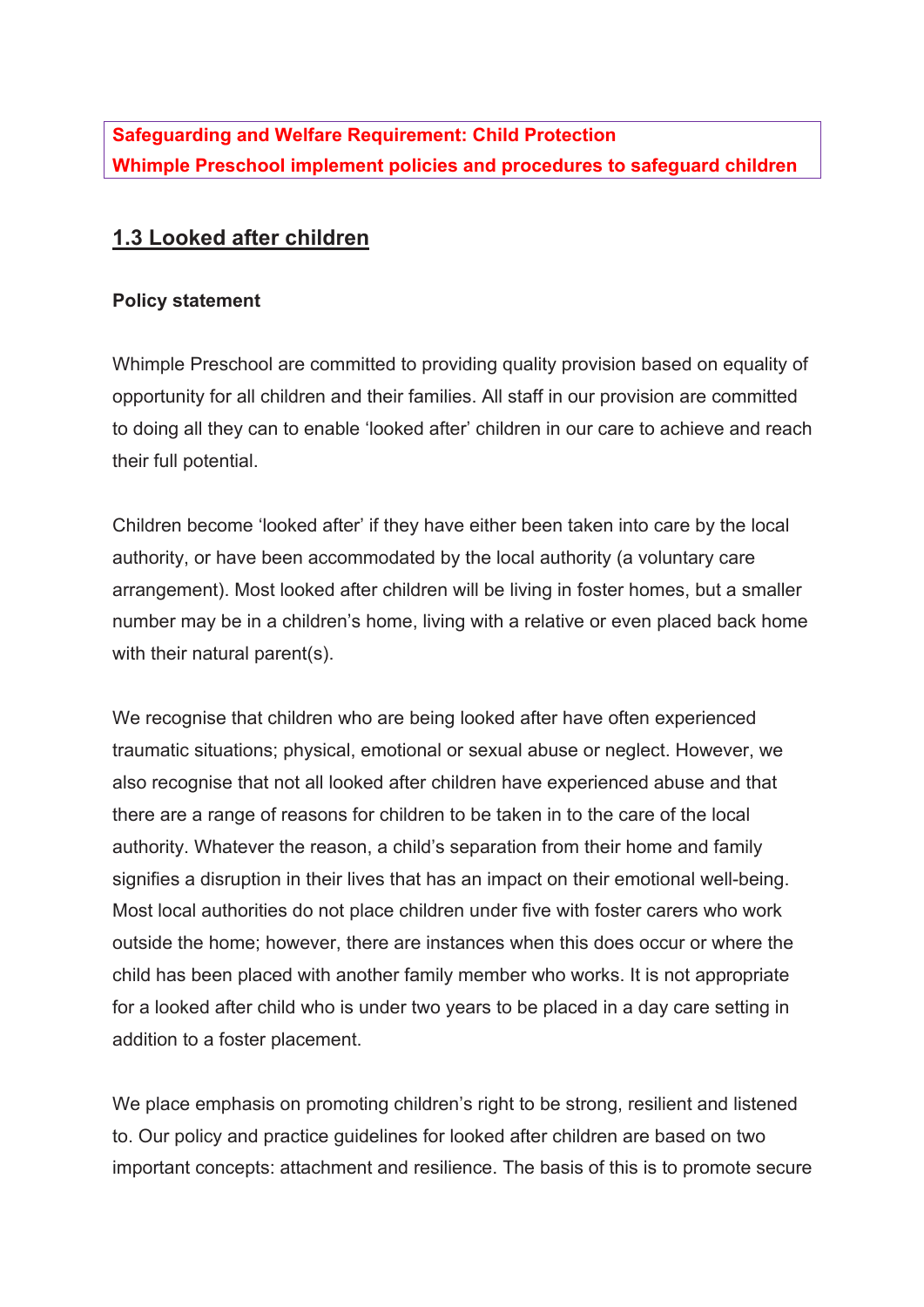**Safeguarding and Welfare Requirement: Child Protection**
**Whimple Preschool implement policies and procedures to safeguard children**

## 1.3 Looked after children

**Policy statement**

Whimple Preschool are committed to providing quality provision based on equality of opportunity for all children and their families. All staff in our provision are committed to doing all they can to enable 'looked after' children in our care to achieve and reach their full potential.

Children become 'looked after' if they have either been taken into care by the local authority, or have been accommodated by the local authority (a voluntary care arrangement). Most looked after children will be living in foster homes, but a smaller number may be in a children's home, living with a relative or even placed back home with their natural parent(s).

We recognise that children who are being looked after have often experienced traumatic situations; physical, emotional or sexual abuse or neglect. However, we also recognise that not all looked after children have experienced abuse and that there are a range of reasons for children to be taken in to the care of the local authority. Whatever the reason, a child's separation from their home and family signifies a disruption in their lives that has an impact on their emotional well-being. Most local authorities do not place children under five with foster carers who work outside the home; however, there are instances when this does occur or where the child has been placed with another family member who works. It is not appropriate for a looked after child who is under two years to be placed in a day care setting in addition to a foster placement.

We place emphasis on promoting children's right to be strong, resilient and listened to. Our policy and practice guidelines for looked after children are based on two important concepts: attachment and resilience. The basis of this is to promote secure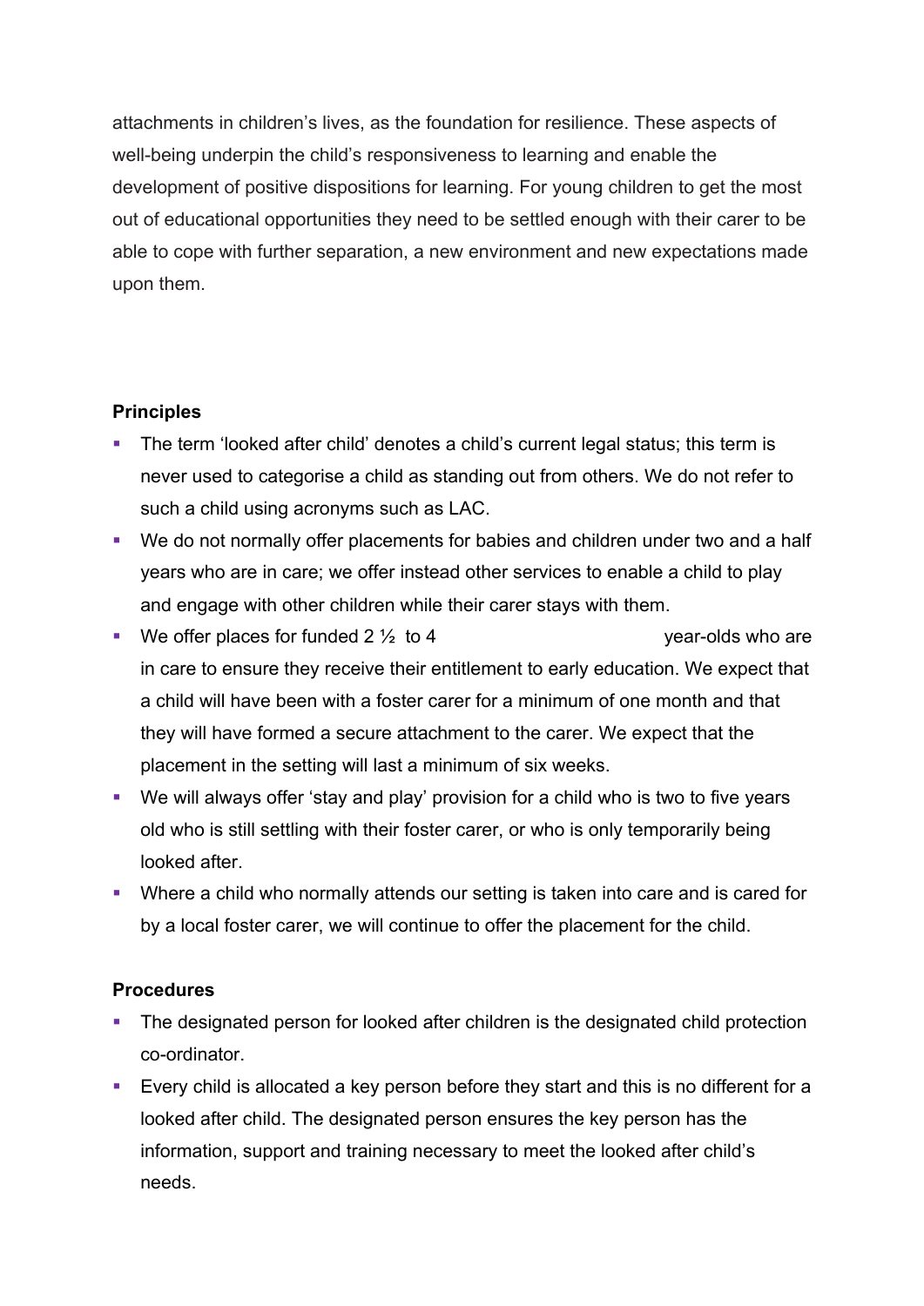attachments in children's lives, as the foundation for resilience. These aspects of well-being underpin the child's responsiveness to learning and enable the development of positive dispositions for learning. For young children to get the most out of educational opportunities they need to be settled enough with their carer to be able to cope with further separation, a new environment and new expectations made upon them.

**Principles**

- The term 'looked after child' denotes a child's current legal status; this term is never used to categorise a child as standing out from others. We do not refer to such a child using acronyms such as LAC.
- We do not normally offer placements for babies and children under two and a half years who are in care; we offer instead other services to enable a child to play and engage with other children while their carer stays with them.
- We offer places for funded 2 ½ to 4 year-olds who are in care to ensure they receive their entitlement to early education. We expect that a child will have been with a foster carer for a minimum of one month and that they will have formed a secure attachment to the carer. We expect that the placement in the setting will last a minimum of six weeks.
- We will always offer 'stay and play' provision for a child who is two to five years old who is still settling with their foster carer, or who is only temporarily being looked after.
- Where a child who normally attends our setting is taken into care and is cared for by a local foster carer, we will continue to offer the placement for the child.

**Procedures**

- The designated person for looked after children is the designated child protection co-ordinator.
- Every child is allocated a key person before they start and this is no different for a looked after child. The designated person ensures the key person has the information, support and training necessary to meet the looked after child's needs.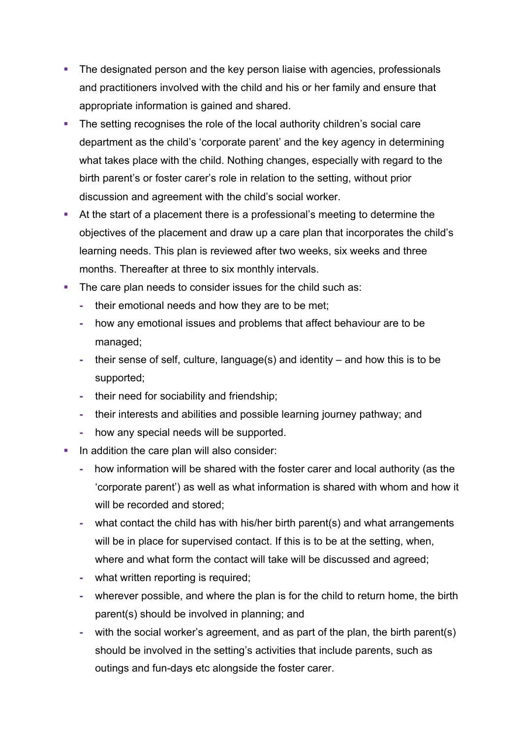- The designated person and the key person liaise with agencies, professionals and practitioners involved with the child and his or her family and ensure that appropriate information is gained and shared.
- The setting recognises the role of the local authority children's social care department as the child's 'corporate parent' and the key agency in determining what takes place with the child. Nothing changes, especially with regard to the birth parent's or foster carer's role in relation to the setting, without prior discussion and agreement with the child's social worker.
- At the start of a placement there is a professional's meeting to determine the objectives of the placement and draw up a care plan that incorporates the child's learning needs. This plan is reviewed after two weeks, six weeks and three months. Thereafter at three to six monthly intervals.
- The care plan needs to consider issues for the child such as:
  - their emotional needs and how they are to be met;
  - how any emotional issues and problems that affect behaviour are to be managed;
  - their sense of self, culture, language(s) and identity – and how this is to be supported;
  - their need for sociability and friendship;
  - their interests and abilities and possible learning journey pathway; and
  - how any special needs will be supported.
- In addition the care plan will also consider:
  - how information will be shared with the foster carer and local authority (as the 'corporate parent') as well as what information is shared with whom and how it will be recorded and stored;
  - what contact the child has with his/her birth parent(s) and what arrangements will be in place for supervised contact. If this is to be at the setting, when, where and what form the contact will take will be discussed and agreed;
  - what written reporting is required;
  - wherever possible, and where the plan is for the child to return home, the birth parent(s) should be involved in planning; and
  - with the social worker's agreement, and as part of the plan, the birth parent(s) should be involved in the setting's activities that include parents, such as outings and fun-days etc alongside the foster carer.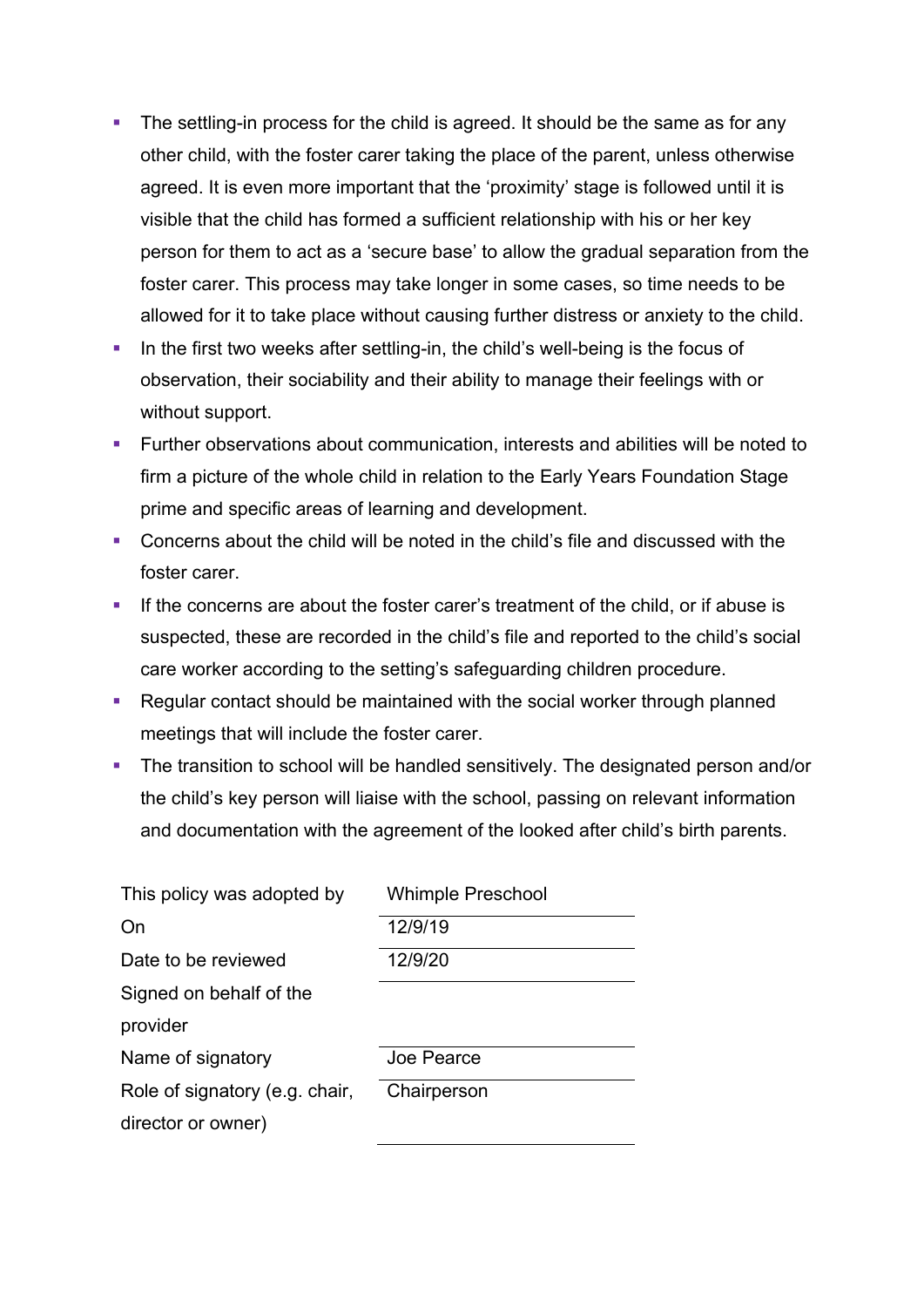- The settling-in process for the child is agreed. It should be the same as for any other child, with the foster carer taking the place of the parent, unless otherwise agreed. It is even more important that the 'proximity' stage is followed until it is visible that the child has formed a sufficient relationship with his or her key person for them to act as a 'secure base' to allow the gradual separation from the foster carer. This process may take longer in some cases, so time needs to be allowed for it to take place without causing further distress or anxiety to the child.
- In the first two weeks after settling-in, the child's well-being is the focus of observation, their sociability and their ability to manage their feelings with or without support.
- Further observations about communication, interests and abilities will be noted to firm a picture of the whole child in relation to the Early Years Foundation Stage prime and specific areas of learning and development.
- Concerns about the child will be noted in the child's file and discussed with the foster carer.
- If the concerns are about the foster carer's treatment of the child, or if abuse is suspected, these are recorded in the child's file and reported to the child's social care worker according to the setting's safeguarding children procedure.
- Regular contact should be maintained with the social worker through planned meetings that will include the foster carer.
- The transition to school will be handled sensitively. The designated person and/or the child's key person will liaise with the school, passing on relevant information and documentation with the agreement of the looked after child's birth parents.

| | |
|---|---|
| This policy was adopted by | Whimple Preschool |
| On | 12/9/19 |
| Date to be reviewed | 12/9/20 |
| Signed on behalf of the provider | |
| Name of signatory | Joe Pearce |
| Role of signatory (e.g. chair, director or owner) | Chairperson |